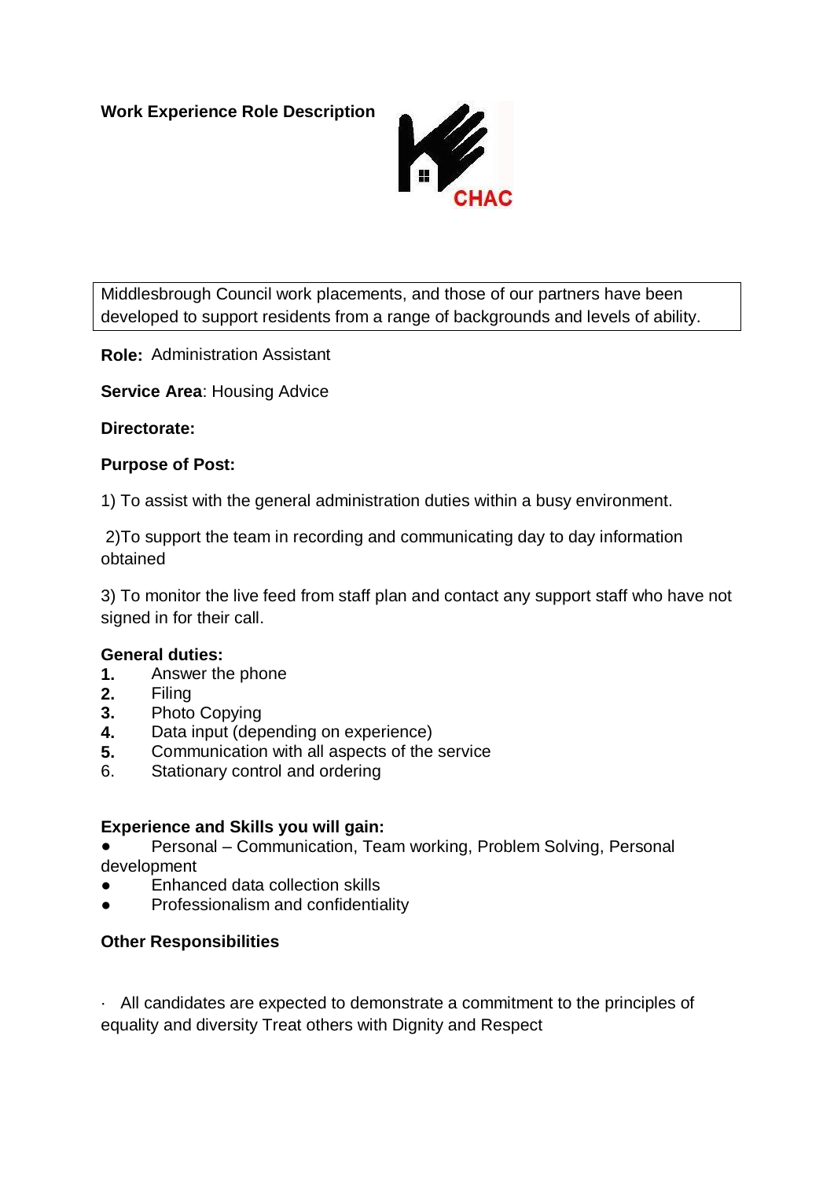**Work Experience Role Description**

CHAC

Middlesbrough Council work placements, and those of our partners have been developed to support residents from a range of backgrounds and levels of ability.

**Role:** Administration Assistant

**Service Area**: Housing Advice

**Directorate:**

**Purpose of Post:**

1) To assist with the general administration duties within a busy environment.

2)To support the team in recording and communicating day to day information obtained

3) To monitor the live feed from staff plan and contact any support staff who have not signed in for their call.

**General duties:**

1. Answer the phone
2. Filing
3. Photo Copying
4. Data input (depending on experience)
5. Communication with all aspects of the service
6. Stationary control and ordering

**Experience and Skills you will gain:**

- Personal – Communication, Team working, Problem Solving, Personal development
- Enhanced data collection skills
- Professionalism and confidentiality

**Other Responsibilities**

· All candidates are expected to demonstrate a commitment to the principles of equality and diversity Treat others with Dignity and Respect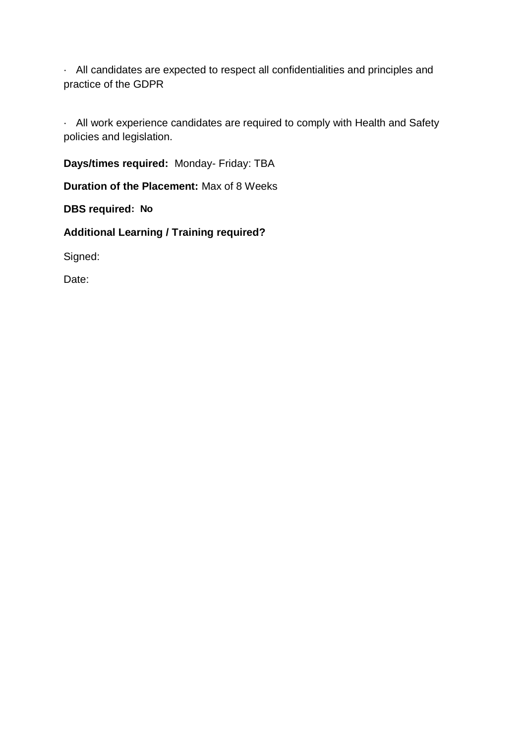- All candidates are expected to respect all confidentialities and principles and practice of the GDPR

- All work experience candidates are required to comply with Health and Safety policies and legislation.

**Days/times required:** Monday- Friday: TBA

**Duration of the Placement:** Max of 8 Weeks

**DBS required:** **No**

**Additional Learning / Training required?**

Signed:

Date: